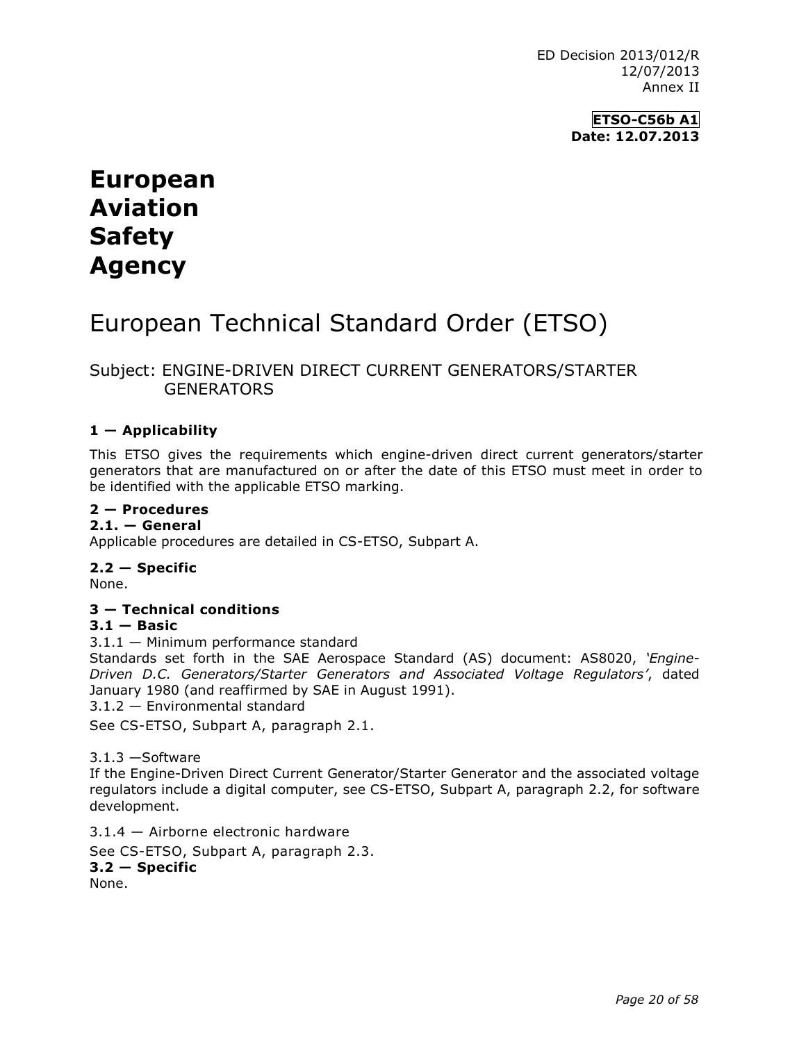ED Decision 2013/012/R
12/07/2013
Annex II

**ETSO-C56b A1**
**Date: 12.07.2013**

# European Aviation Safety Agency

# European Technical Standard Order (ETSO)

## Subject: ENGINE-DRIVEN DIRECT CURRENT GENERATORS/STARTER GENERATORS

### 1 — Applicability

This ETSO gives the requirements which engine-driven direct current generators/starter generators that are manufactured on or after the date of this ETSO must meet in order to be identified with the applicable ETSO marking.

### 2 — Procedures

#### 2.1. — General

Applicable procedures are detailed in CS-ETSO, Subpart A.

#### 2.2 — Specific

None.

### 3 — Technical conditions

#### 3.1 — Basic

3.1.1 — Minimum performance standard

Standards set forth in the SAE Aerospace Standard (AS) document: AS8020, *'Engine-Driven D.C. Generators/Starter Generators and Associated Voltage Regulators'*, dated January 1980 (and reaffirmed by SAE in August 1991).

3.1.2 — Environmental standard

See CS-ETSO, Subpart A, paragraph 2.1.

3.1.3 —Software

If the Engine-Driven Direct Current Generator/Starter Generator and the associated voltage regulators include a digital computer, see CS-ETSO, Subpart A, paragraph 2.2, for software development.

3.1.4 — Airborne electronic hardware

See CS-ETSO, Subpart A, paragraph 2.3.

#### 3.2 — Specific

None.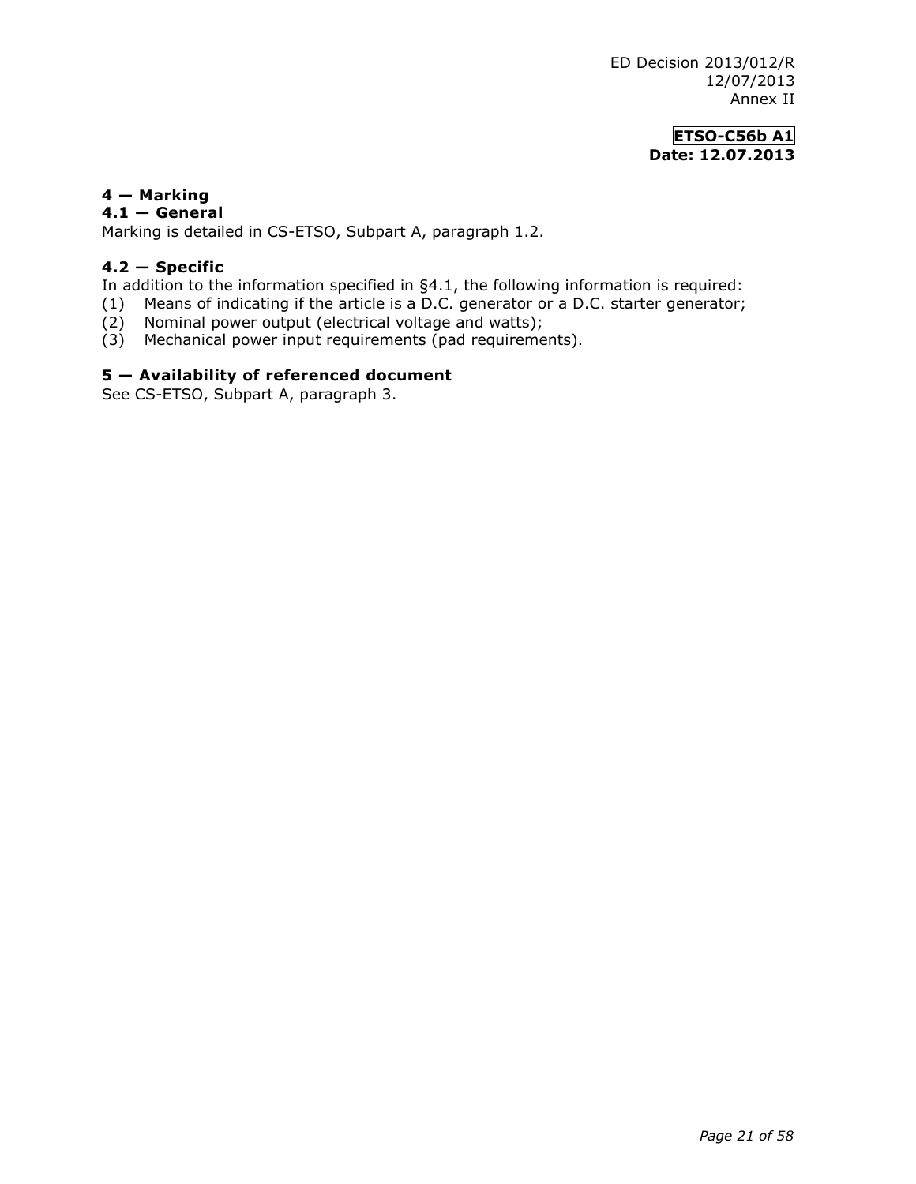## 4 — Marking

### 4.1 — General

Marking is detailed in CS-ETSO, Subpart A, paragraph 1.2.

### 4.2 — Specific

In addition to the information specified in §4.1, the following information is required:

(1) Means of indicating if the article is a D.C. generator or a D.C. starter generator;
(2) Nominal power output (electrical voltage and watts);
(3) Mechanical power input requirements (pad requirements).

## 5 — Availability of referenced document

See CS-ETSO, Subpart A, paragraph 3.